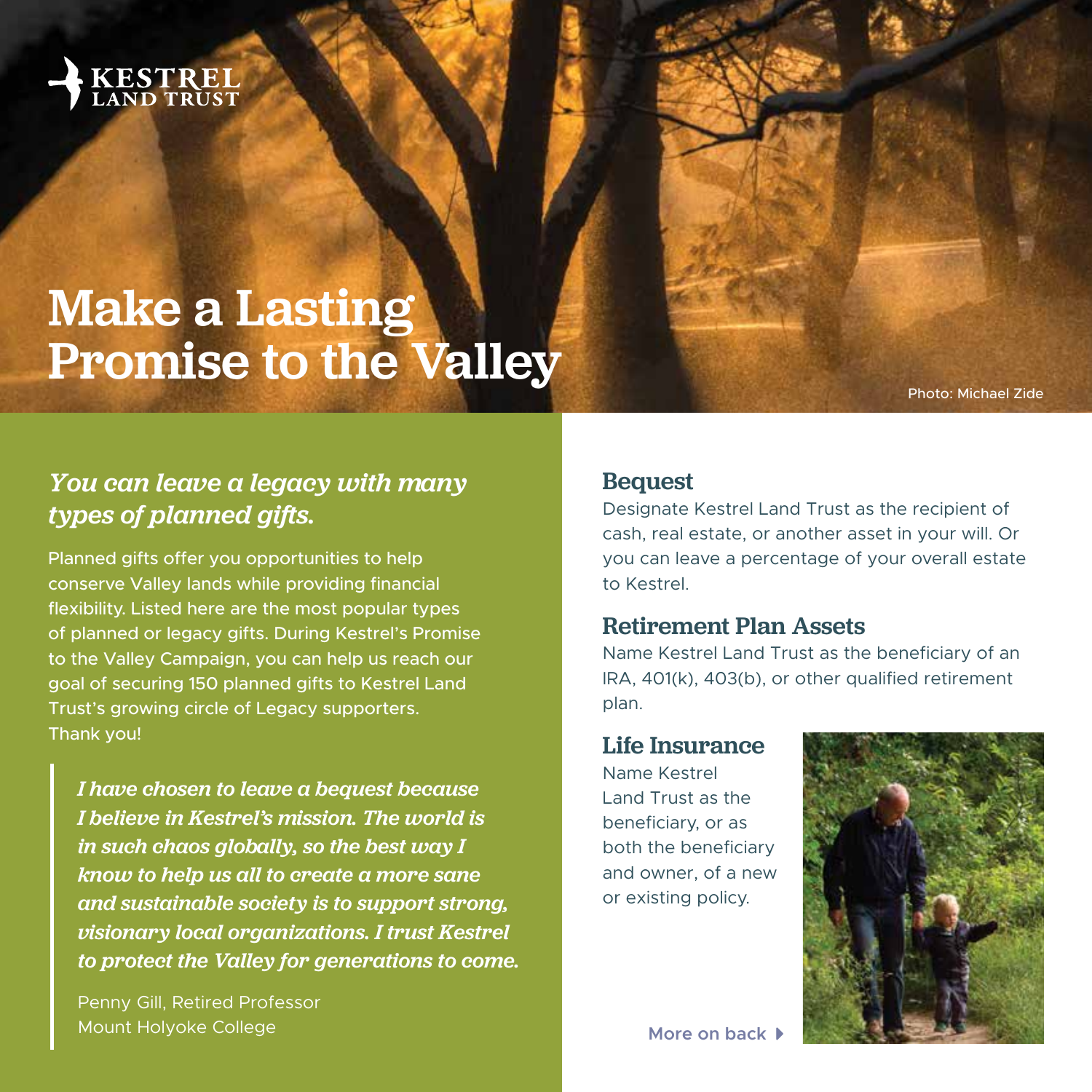KESTREL LAND TRUST

# Make a Lasting Promise to the Valley

Photo: Michael Zide

## *You can leave a legacy with many types of planned gifts.*

Planned gifts offer you opportunities to help conserve Valley lands while providing financial flexibility. Listed here are the most popular types of planned or legacy gifts. During Kestrel's Promise to the Valley Campaign, you can help us reach our goal of securing 150 planned gifts to Kestrel Land Trust's growing circle of Legacy supporters. Thank you!

> ***I have chosen to leave a bequest because I believe in Kestrel's mission. The world is in such chaos globally, so the best way I know to help us all to create a more sane and sustainable society is to support strong, visionary local organizations. I trust Kestrel to protect the Valley for generations to come.***
>
> Penny Gill, Retired Professor
> Mount Holyoke College

### Bequest

Designate Kestrel Land Trust as the recipient of cash, real estate, or another asset in your will. Or you can leave a percentage of your overall estate to Kestrel.

### Retirement Plan Assets

Name Kestrel Land Trust as the beneficiary of an IRA, 401(k), 403(b), or other qualified retirement plan.

### Life Insurance

Name Kestrel Land Trust as the beneficiary, or as both the beneficiary and owner, of a new or existing policy.

More on back ▸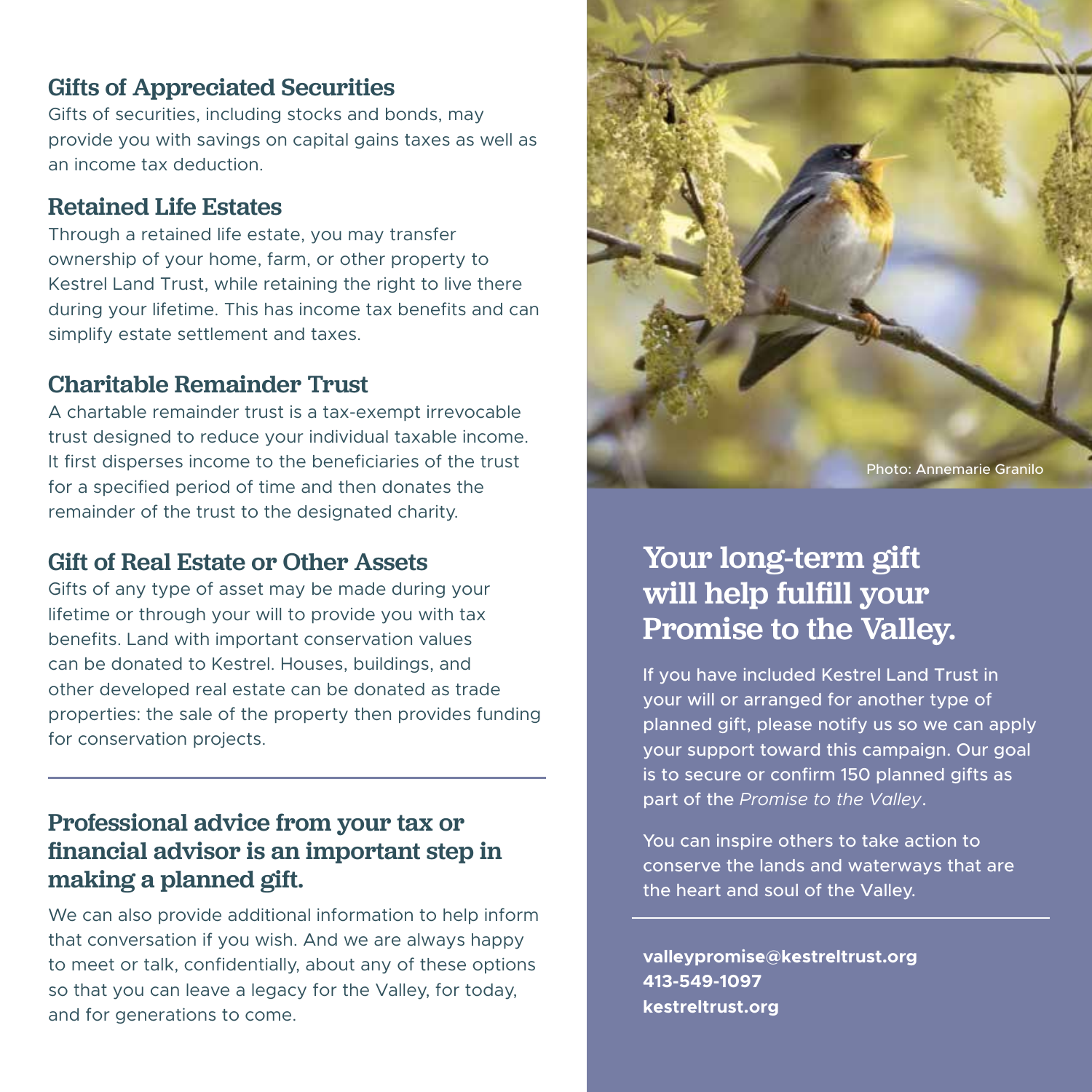## Gifts of Appreciated Securities

Gifts of securities, including stocks and bonds, may provide you with savings on capital gains taxes as well as an income tax deduction.

## Retained Life Estates

Through a retained life estate, you may transfer ownership of your home, farm, or other property to Kestrel Land Trust, while retaining the right to live there during your lifetime. This has income tax benefits and can simplify estate settlement and taxes.

## Charitable Remainder Trust

A chartable remainder trust is a tax-exempt irrevocable trust designed to reduce your individual taxable income. It first disperses income to the beneficiaries of the trust for a specified period of time and then donates the remainder of the trust to the designated charity.

## Gift of Real Estate or Other Assets

Gifts of any type of asset may be made during your lifetime or through your will to provide you with tax benefits. Land with important conservation values can be donated to Kestrel. Houses, buildings, and other developed real estate can be donated as trade properties: the sale of the property then provides funding for conservation projects.

---

## Professional advice from your tax or financial advisor is an important step in making a planned gift.

We can also provide additional information to help inform that conversation if you wish. And we are always happy to meet or talk, confidentially, about any of these options so that you can leave a legacy for the Valley, for today, and for generations to come.

Photo: Annemarie Granilo

## Your long-term gift will help fulfill your Promise to the Valley.

If you have included Kestrel Land Trust in your will or arranged for another type of planned gift, please notify us so we can apply your support toward this campaign. Our goal is to secure or confirm 150 planned gifts as part of the *Promise to the Valley*.

You can inspire others to take action to conserve the lands and waterways that are the heart and soul of the Valley.

---

**valleypromise@kestreltrust.org**
**413-549-1097**
**kestreltrust.org**